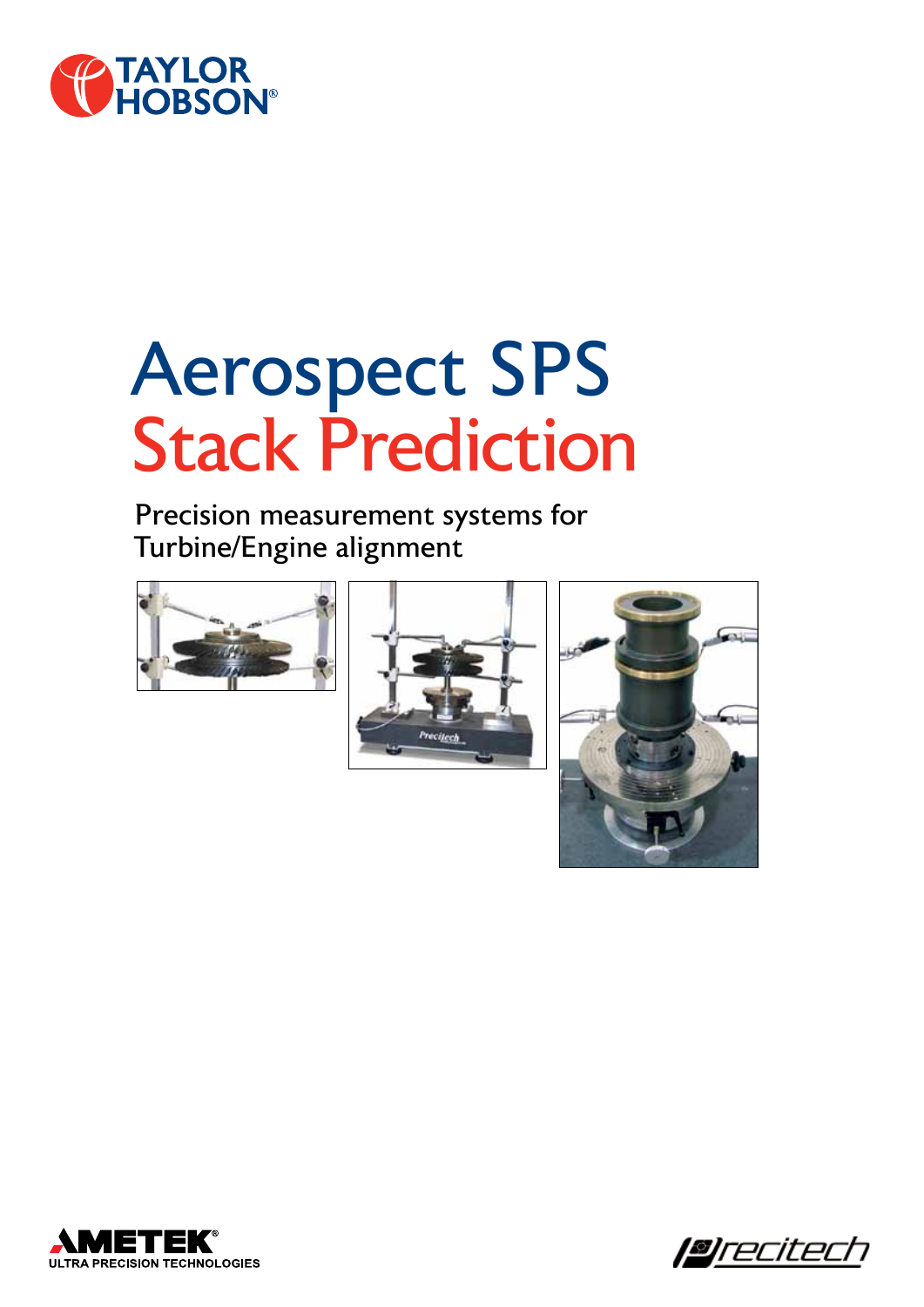TAYLOR HOBSON

# Aerospect SPS
# Stack Prediction

Precision measurement systems for Turbine/Engine alignment

AMETEK
ULTRA PRECISION TECHNOLOGIES

Precitech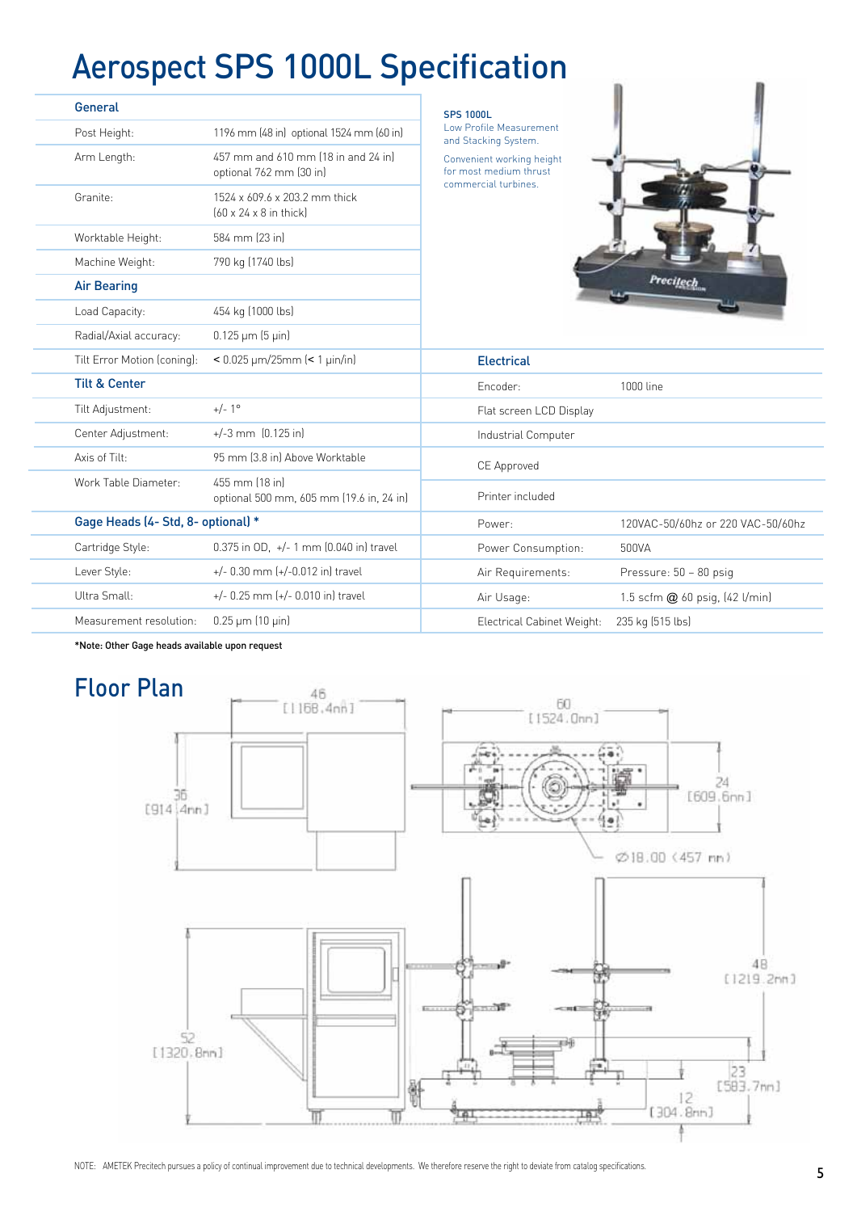# Aerospect SPS 1000L Specification

| General | |
|---|---|
| Post Height: | 1196 mm (48 in) optional 1524 mm (60 in) |
| Arm Length: | 457 mm and 610 mm (18 in and 24 in) optional 762 mm (30 in) |
| Granite: | 1524 x 609.6 x 203.2 mm thick (60 x 24 x 8 in thick) |
| Worktable Height: | 584 mm (23 in) |
| Machine Weight: | 790 kg (1740 lbs) |
| **Air Bearing** | |
| Load Capacity: | 454 kg (1000 lbs) |
| Radial/Axial accuracy: | 0.125 µm (5 µin) |
| Tilt Error Motion (coning): | < 0.025 µm/25mm (< 1 µin/in) |
| **Tilt & Center** | |
| Tilt Adjustment: | +/- 1° |
| Center Adjustment: | +/-3 mm (0.125 in) |
| Axis of Tilt: | 95 mm (3.8 in) Above Worktable |
| Work Table Diameter: | 455 mm (18 in) optional 500 mm, 605 mm (19.6 in, 24 in) |
| **Gage Heads (4- Std, 8- optional) \*** | |
| Cartridge Style: | 0.375 in OD, +/- 1 mm (0.040 in) travel |
| Lever Style: | +/- 0.30 mm (+/-0.012 in) travel |
| Ultra Small: | +/- 0.25 mm (+/- 0.010 in) travel |
| Measurement resolution: | 0.25 µm (10 µin) |

\*Note: Other Gage heads available upon request

**SPS 1000L**
Low Profile Measurement and Stacking System.

Convenient working height for most medium thrust commercial turbines.

| Electrical | |
|---|---|
| Encoder: | 1000 line |
| Flat screen LCD Display | |
| Industrial Computer | |
| CE Approved | |
| Printer included | |
| Power: | 120VAC-50/60hz or 220 VAC-50/60hz |
| Power Consumption: | 500VA |
| Air Requirements: | Pressure: 50 – 80 psig |
| Air Usage: | 1.5 scfm @ 60 psig, (42 l/min) |
| Electrical Cabinet Weight: | 235 kg (515 lbs) |

## Floor Plan

46 [1168.4mm]; 36 [914.4mm]; 60 [1524.0mm]; 24 [609.6mm]; ⌀18.00 (457 mm); 48 [1219.2mm]; 52 [1320.8mm]; 23 [583.7mm]; 12 [304.8mm]

NOTE: AMETEK Precitech pursues a policy of continual improvement due to technical developments. We therefore reserve the right to deviate from catalog specifications.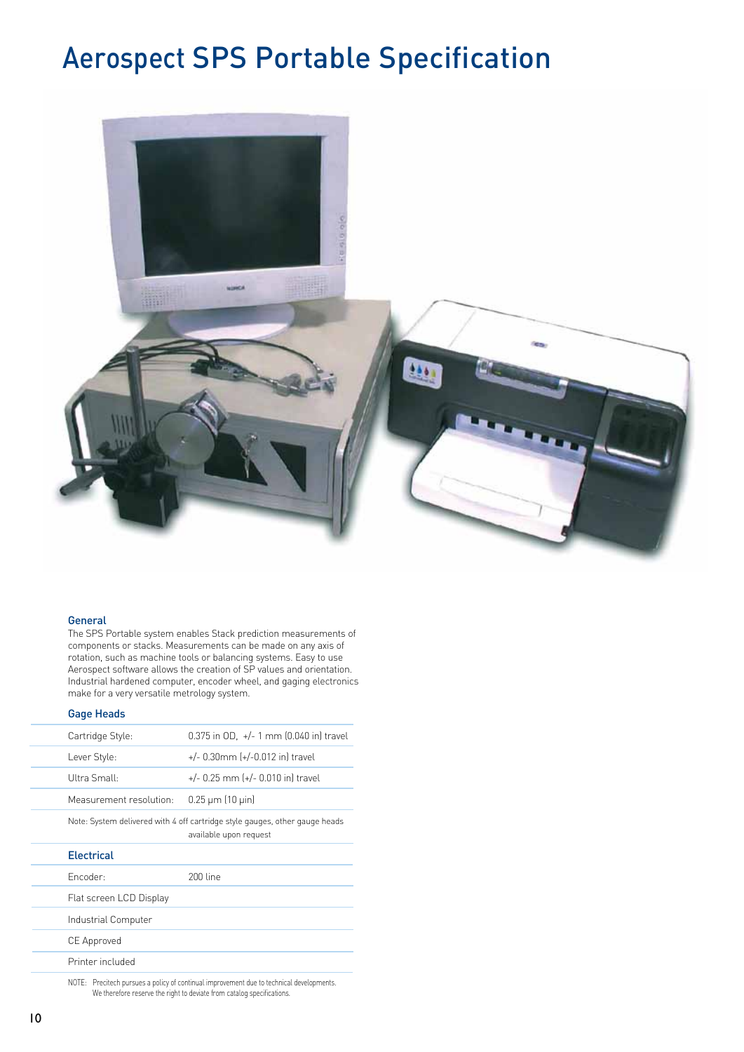# Aerospect SPS Portable Specification

### General

The SPS Portable system enables Stack prediction measurements of components or stacks. Measurements can be made on any axis of rotation, such as machine tools or balancing systems. Easy to use Aerospect software allows the creation of SP values and orientation. Industrial hardened computer, encoder wheel, and gaging electronics make for a very versatile metrology system.

### Gage Heads

| | |
|---|---|
| Cartridge Style: | 0.375 in OD, +/- 1 mm (0.040 in) travel |
| Lever Style: | +/- 0.30mm (+/-0.012 in) travel |
| Ultra Small: | +/- 0.25 mm (+/- 0.010 in) travel |
| Measurement resolution: | 0.25 µm (10 µin) |

Note: System delivered with 4 off cartridge style gauges, other gauge heads available upon request

### Electrical

| | |
|---|---|
| Encoder: | 200 line |
| Flat screen LCD Display | |
| Industrial Computer | |
| CE Approved | |
| Printer included | |

NOTE: Precitech pursues a policy of continual improvement due to technical developments. We therefore reserve the right to deviate from catalog specifications.